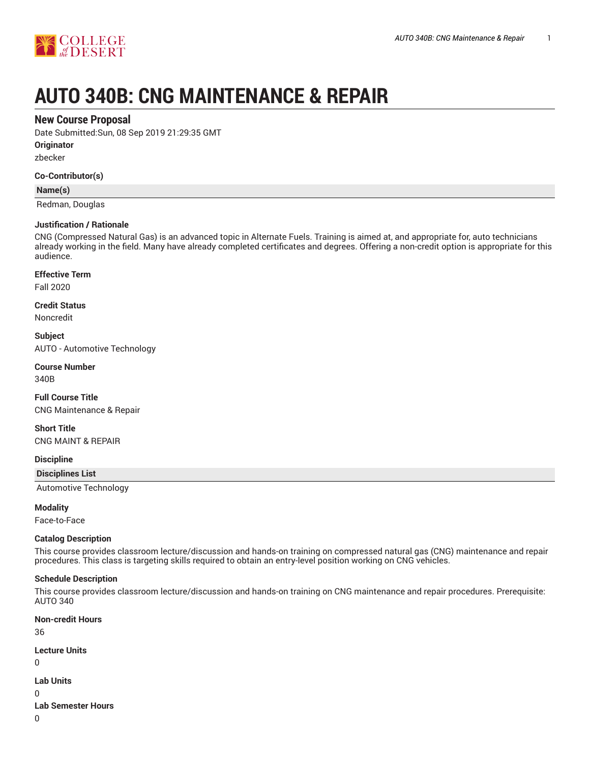# AUTO 340B: CNG MAINTENANCE & REPAIR

## New Course Proposal

Date Submitted:Sun, 08 Sep 2019 21:29:35 GMT

**Originator**

zbecker

**Co-Contributor(s)**

| Name(s) |
|---|
| Redman, Douglas |

**Justification / Rationale**

CNG (Compressed Natural Gas) is an advanced topic in Alternate Fuels. Training is aimed at, and appropriate for, auto technicians already working in the field. Many have already completed certificates and degrees. Offering a non-credit option is appropriate for this audience.

**Effective Term**

Fall 2020

**Credit Status**

Noncredit

**Subject**

AUTO - Automotive Technology

**Course Number**

340B

**Full Course Title**

CNG Maintenance & Repair

**Short Title**

CNG MAINT & REPAIR

**Discipline**

| Disciplines List |
|---|
| Automotive Technology |

**Modality**

Face-to-Face

**Catalog Description**

This course provides classroom lecture/discussion and hands-on training on compressed natural gas (CNG) maintenance and repair procedures. This class is targeting skills required to obtain an entry-level position working on CNG vehicles.

**Schedule Description**

This course provides classroom lecture/discussion and hands-on training on CNG maintenance and repair procedures. Prerequisite: AUTO 340

**Non-credit Hours**

36

**Lecture Units**

0

**Lab Units**

0

**Lab Semester Hours**

0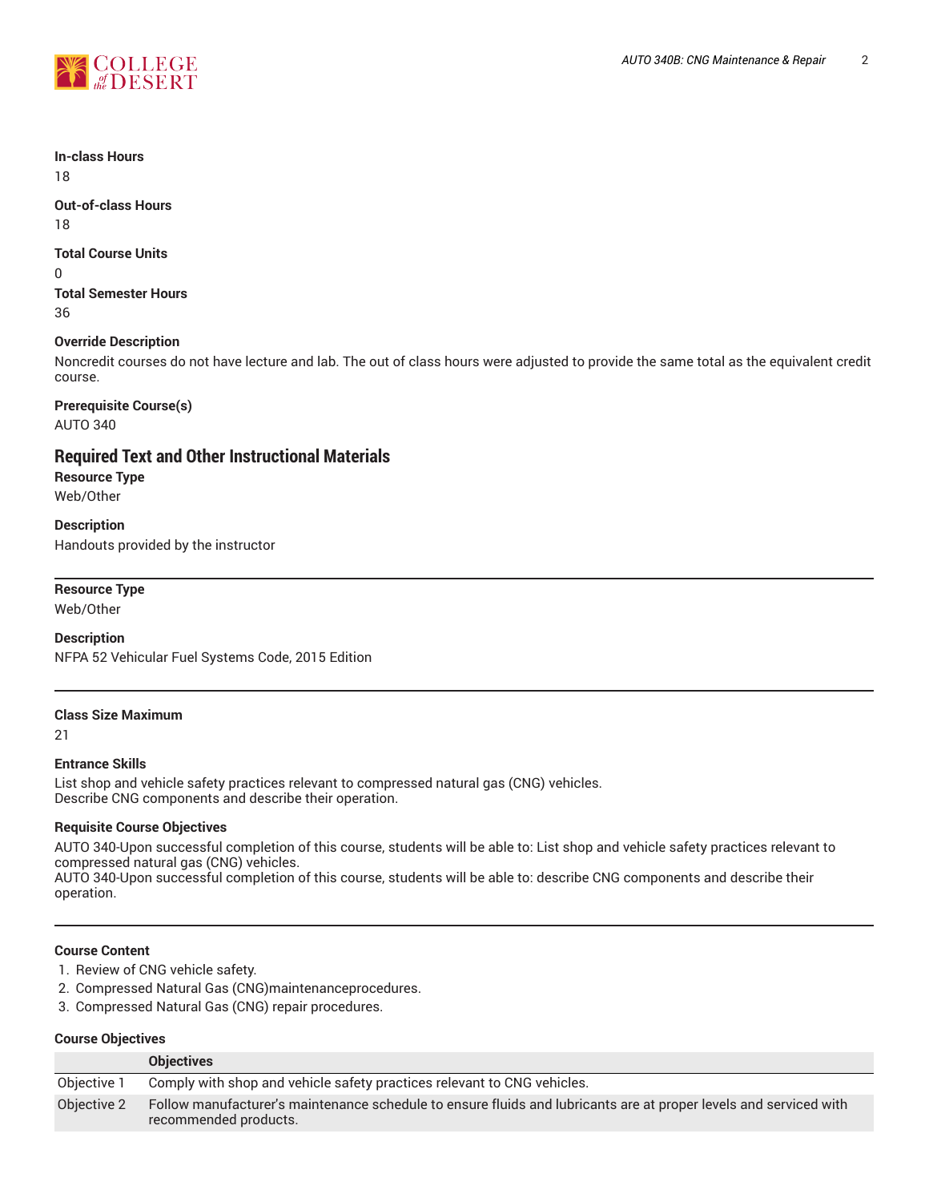**In-class Hours**

18

**Out-of-class Hours**

18

**Total Course Units**

0

**Total Semester Hours**

36

**Override Description**

Noncredit courses do not have lecture and lab. The out of class hours were adjusted to provide the same total as the equivalent credit course.

**Prerequisite Course(s)**

AUTO 340

## Required Text and Other Instructional Materials

**Resource Type**

Web/Other

**Description**

Handouts provided by the instructor

---

**Resource Type**

Web/Other

**Description**

NFPA 52 Vehicular Fuel Systems Code, 2015 Edition

---

**Class Size Maximum**

21

**Entrance Skills**

List shop and vehicle safety practices relevant to compressed natural gas (CNG) vehicles.
Describe CNG components and describe their operation.

**Requisite Course Objectives**

AUTO 340-Upon successful completion of this course, students will be able to: List shop and vehicle safety practices relevant to compressed natural gas (CNG) vehicles.
AUTO 340-Upon successful completion of this course, students will be able to: describe CNG components and describe their operation.

---

**Course Content**

1. Review of CNG vehicle safety.
2. Compressed Natural Gas (CNG)maintenanceprocedures.
3. Compressed Natural Gas (CNG) repair procedures.

**Course Objectives**

| | Objectives |
|---|---|
| Objective 1 | Comply with shop and vehicle safety practices relevant to CNG vehicles. |
| Objective 2 | Follow manufacturer's maintenance schedule to ensure fluids and lubricants are at proper levels and serviced with recommended products. |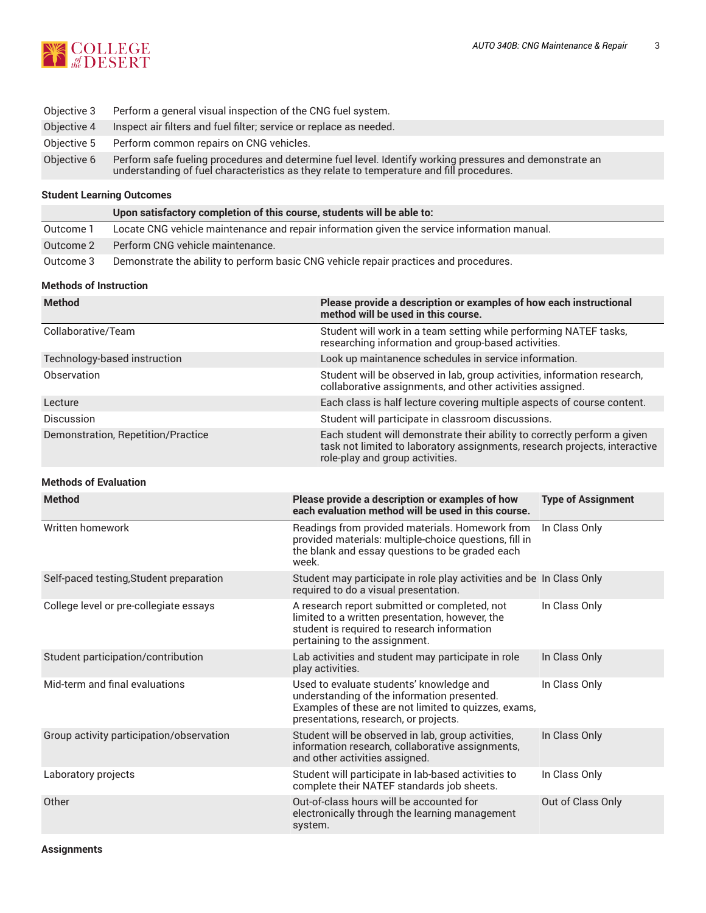| | |
|---|---|
| Objective 3 | Perform a general visual inspection of the CNG fuel system. |
| Objective 4 | Inspect air filters and fuel filter; service or replace as needed. |
| Objective 5 | Perform common repairs on CNG vehicles. |
| Objective 6 | Perform safe fueling procedures and determine fuel level. Identify working pressures and demonstrate an understanding of fuel characteristics as they relate to temperature and fill procedures. |

### Student Learning Outcomes

| | Upon satisfactory completion of this course, students will be able to: |
|---|---|
| Outcome 1 | Locate CNG vehicle maintenance and repair information given the service information manual. |
| Outcome 2 | Perform CNG vehicle maintenance. |
| Outcome 3 | Demonstrate the ability to perform basic CNG vehicle repair practices and procedures. |

### Methods of Instruction

| Method | Please provide a description or examples of how each instructional method will be used in this course. |
|---|---|
| Collaborative/Team | Student will work in a team setting while performing NATEF tasks, researching information and group-based activities. |
| Technology-based instruction | Look up maintanence schedules in service information. |
| Observation | Student will be observed in lab, group activities, information research, collaborative assignments, and other activities assigned. |
| Lecture | Each class is half lecture covering multiple aspects of course content. |
| Discussion | Student will participate in classroom discussions. |
| Demonstration, Repetition/Practice | Each student will demonstrate their ability to correctly perform a given task not limited to laboratory assignments, research projects, interactive role-play and group activities. |

### Methods of Evaluation

| Method | Please provide a description or examples of how each evaluation method will be used in this course. | Type of Assignment |
|---|---|---|
| Written homework | Readings from provided materials. Homework from provided materials: multiple-choice questions, fill in the blank and essay questions to be graded each week. | In Class Only |
| Self-paced testing,Student preparation | Student may participate in role play activities and be required to do a visual presentation. | In Class Only |
| College level or pre-collegiate essays | A research report submitted or completed, not limited to a written presentation, however, the student is required to research information pertaining to the assignment. | In Class Only |
| Student participation/contribution | Lab activities and student may participate in role play activities. | In Class Only |
| Mid-term and final evaluations | Used to evaluate students' knowledge and understanding of the information presented. Examples of these are not limited to quizzes, exams, presentations, research, or projects. | In Class Only |
| Group activity participation/observation | Student will be observed in lab, group activities, information research, collaborative assignments, and other activities assigned. | In Class Only |
| Laboratory projects | Student will participate in lab-based activities to complete their NATEF standards job sheets. | In Class Only |
| Other | Out-of-class hours will be accounted for electronically through the learning management system. | Out of Class Only |

### Assignments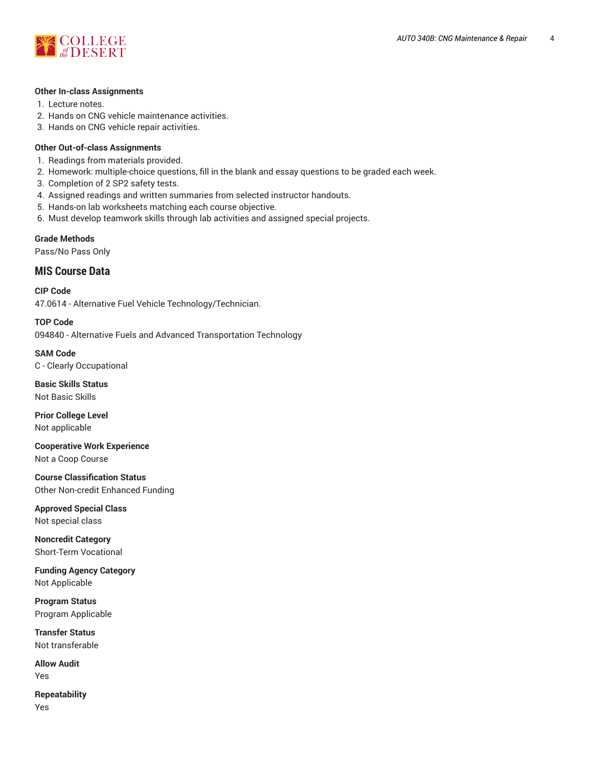**Other In-class Assignments**

1. Lecture notes.
2. Hands on CNG vehicle maintenance activities.
3. Hands on CNG vehicle repair activities.

**Other Out-of-class Assignments**

1. Readings from materials provided.
2. Homework: multiple-choice questions, fill in the blank and essay questions to be graded each week.
3. Completion of 2 SP2 safety tests.
4. Assigned readings and written summaries from selected instructor handouts.
5. Hands-on lab worksheets matching each course objective.
6. Must develop teamwork skills through lab activities and assigned special projects.

**Grade Methods**

Pass/No Pass Only

## MIS Course Data

**CIP Code**

47.0614 - Alternative Fuel Vehicle Technology/Technician.

**TOP Code**

094840 - Alternative Fuels and Advanced Transportation Technology

**SAM Code**

C - Clearly Occupational

**Basic Skills Status**

Not Basic Skills

**Prior College Level**

Not applicable

**Cooperative Work Experience**

Not a Coop Course

**Course Classification Status**

Other Non-credit Enhanced Funding

**Approved Special Class**

Not special class

**Noncredit Category**

Short-Term Vocational

**Funding Agency Category**

Not Applicable

**Program Status**

Program Applicable

**Transfer Status**

Not transferable

**Allow Audit**

Yes

**Repeatability**

Yes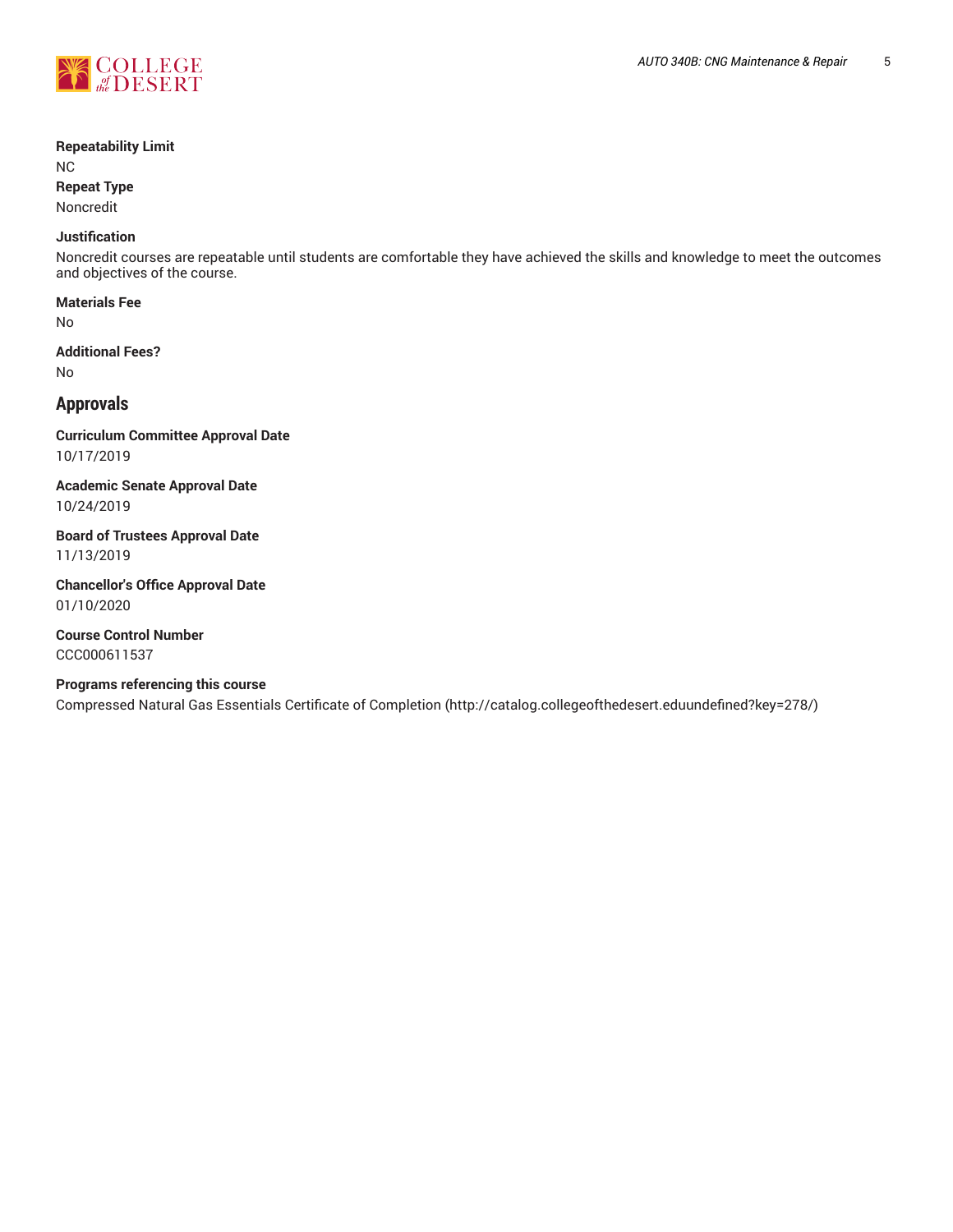**Repeatability Limit**

NC

**Repeat Type**

Noncredit

**Justification**

Noncredit courses are repeatable until students are comfortable they have achieved the skills and knowledge to meet the outcomes and objectives of the course.

**Materials Fee**

No

**Additional Fees?**

No

## Approvals

**Curriculum Committee Approval Date**

10/17/2019

**Academic Senate Approval Date**

10/24/2019

**Board of Trustees Approval Date**

11/13/2019

**Chancellor's Office Approval Date**

01/10/2020

**Course Control Number**

CCC000611537

**Programs referencing this course**

Compressed Natural Gas Essentials Certificate of Completion (http://catalog.collegeofthedesert.eduundefined?key=278/)